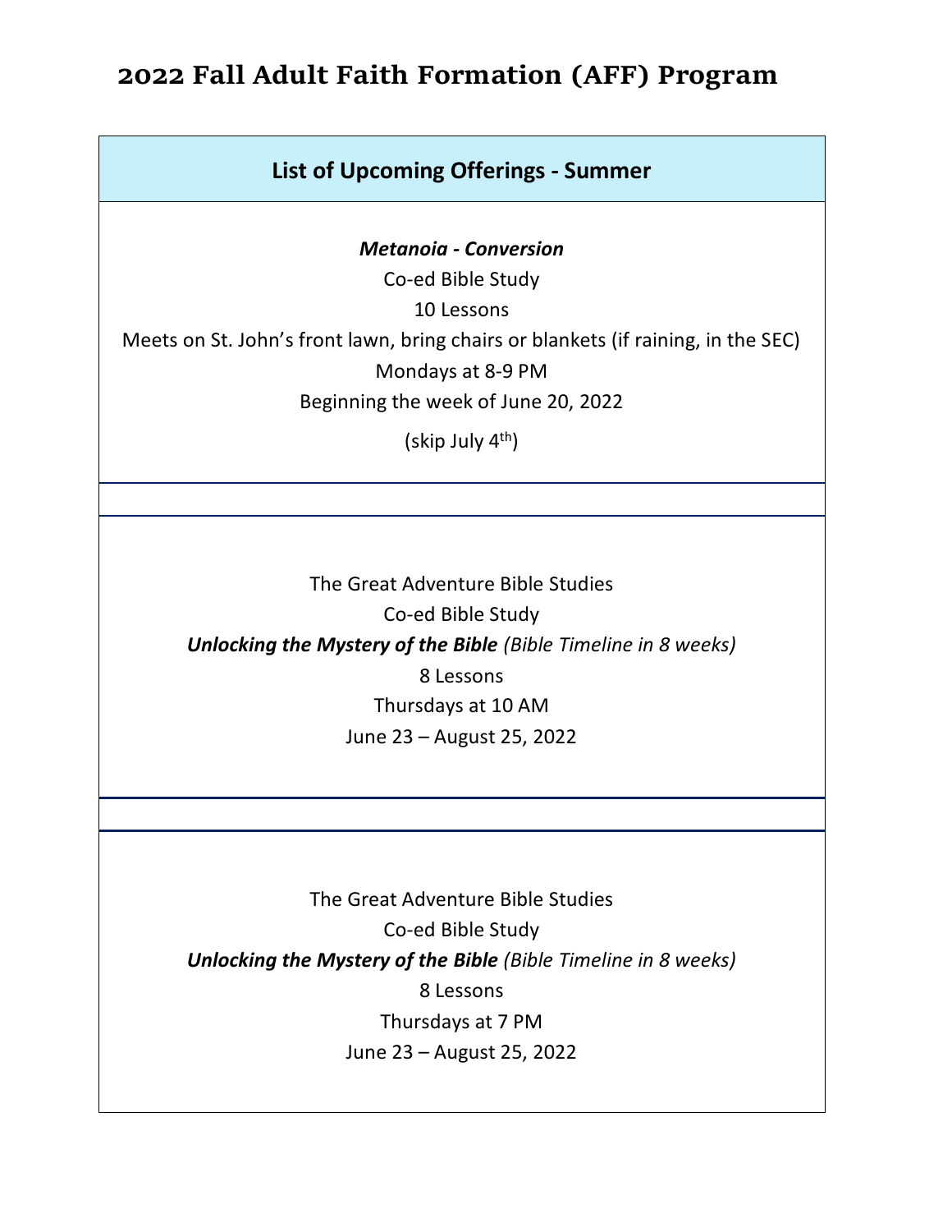# 2022 Fall Adult Faith Formation (AFF) Program

## List of Upcoming Offerings - Summer

***Metanoia - Conversion***

Co-ed Bible Study

10 Lessons

Meets on St. John's front lawn, bring chairs or blankets (if raining, in the SEC)

Mondays at 8-9 PM

Beginning the week of June 20, 2022

(skip July 4th)

---

The Great Adventure Bible Studies

Co-ed Bible Study

***Unlocking the Mystery of the Bible*** *(Bible Timeline in 8 weeks)*

8 Lessons

Thursdays at 10 AM

June 23 – August 25, 2022

---

The Great Adventure Bible Studies

Co-ed Bible Study

***Unlocking the Mystery of the Bible*** *(Bible Timeline in 8 weeks)*

8 Lessons

Thursdays at 7 PM

June 23 – August 25, 2022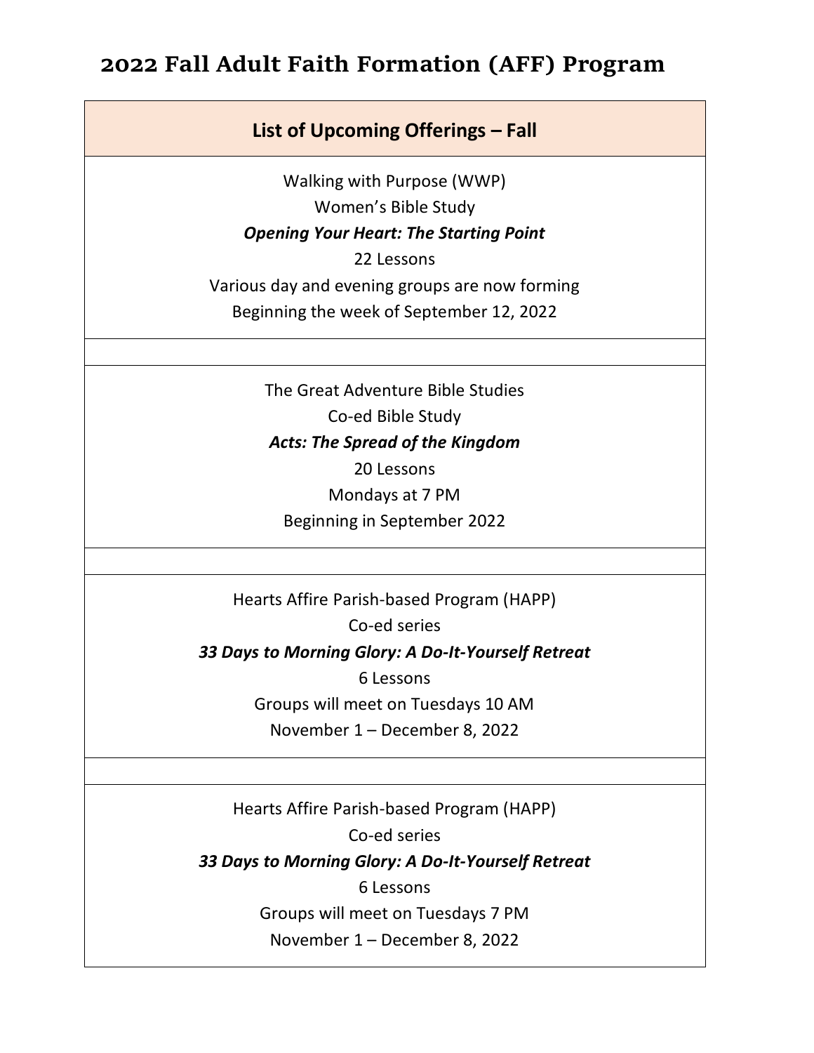# 2022 Fall Adult Faith Formation (AFF) Program

| List of Upcoming Offerings – Fall |
|---|
| Walking with Purpose (WWP)<br>Women's Bible Study<br>***Opening Your Heart: The Starting Point***<br>22 Lessons<br>Various day and evening groups are now forming<br>Beginning the week of September 12, 2022 |
| |
| The Great Adventure Bible Studies<br>Co-ed Bible Study<br>***Acts: The Spread of the Kingdom***<br>20 Lessons<br>Mondays at 7 PM<br>Beginning in September 2022 |
| |
| Hearts Affire Parish-based Program (HAPP)<br>Co-ed series<br>***33 Days to Morning Glory: A Do-It-Yourself Retreat***<br>6 Lessons<br>Groups will meet on Tuesdays 10 AM<br>November 1 – December 8, 2022 |
| |
| Hearts Affire Parish-based Program (HAPP)<br>Co-ed series<br>***33 Days to Morning Glory: A Do-It-Yourself Retreat***<br>6 Lessons<br>Groups will meet on Tuesdays 7 PM<br>November 1 – December 8, 2022 |